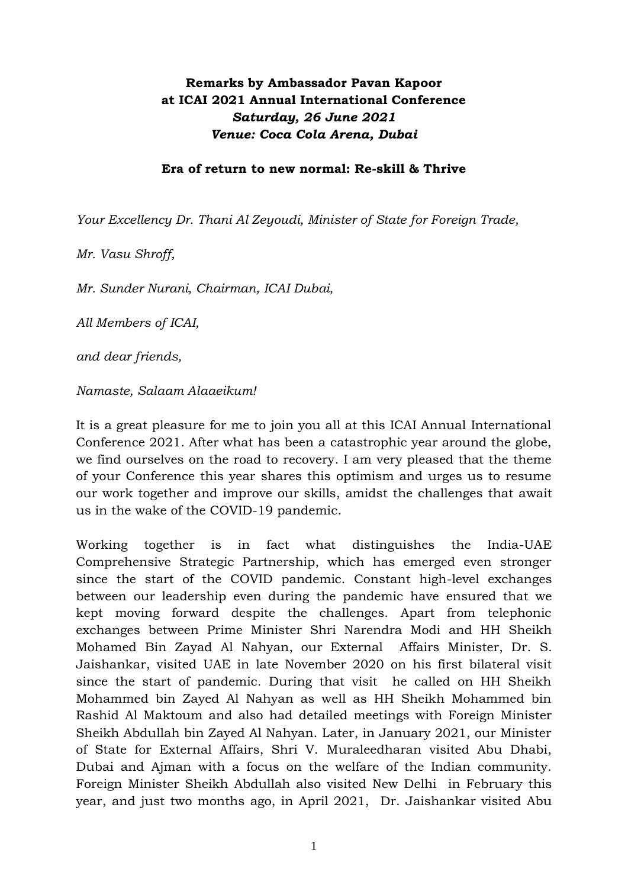**Remarks by Ambassador Pavan Kapoor**
**at ICAI 2021 Annual International Conference**
***Saturday, 26 June 2021***
***Venue: Coca Cola Arena, Dubai***

**Era of return to new normal: Re-skill & Thrive**

*Your Excellency Dr. Thani Al Zeyoudi, Minister of State for Foreign Trade,*

*Mr. Vasu Shroff,*

*Mr. Sunder Nurani, Chairman, ICAI Dubai,*

*All Members of ICAI,*

*and dear friends,*

*Namaste, Salaam Alaaeikum!*

It is a great pleasure for me to join you all at this ICAI Annual International Conference 2021. After what has been a catastrophic year around the globe, we find ourselves on the road to recovery. I am very pleased that the theme of your Conference this year shares this optimism and urges us to resume our work together and improve our skills, amidst the challenges that await us in the wake of the COVID-19 pandemic.

Working together is in fact what distinguishes the India-UAE Comprehensive Strategic Partnership, which has emerged even stronger since the start of the COVID pandemic. Constant high-level exchanges between our leadership even during the pandemic have ensured that we kept moving forward despite the challenges. Apart from telephonic exchanges between Prime Minister Shri Narendra Modi and HH Sheikh Mohamed Bin Zayad Al Nahyan, our External Affairs Minister, Dr. S. Jaishankar, visited UAE in late November 2020 on his first bilateral visit since the start of pandemic. During that visit he called on HH Sheikh Mohammed bin Zayed Al Nahyan as well as HH Sheikh Mohammed bin Rashid Al Maktoum and also had detailed meetings with Foreign Minister Sheikh Abdullah bin Zayed Al Nahyan. Later, in January 2021, our Minister of State for External Affairs, Shri V. Muraleedharan visited Abu Dhabi, Dubai and Ajman with a focus on the welfare of the Indian community. Foreign Minister Sheikh Abdullah also visited New Delhi in February this year, and just two months ago, in April 2021, Dr. Jaishankar visited Abu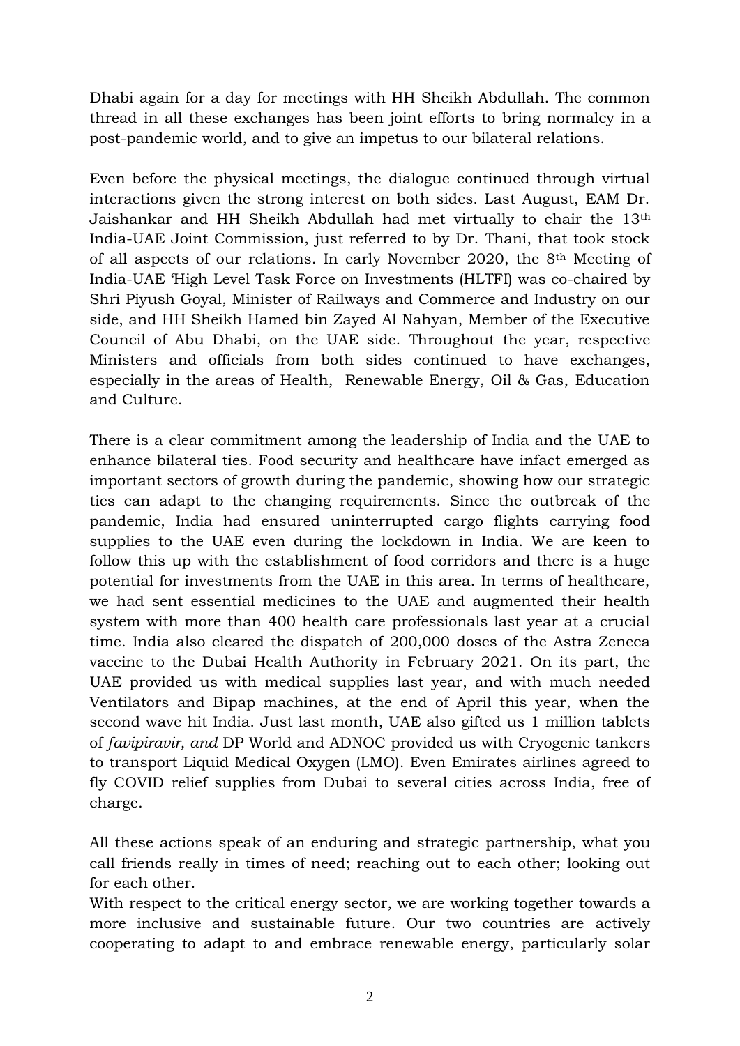Dhabi again for a day for meetings with HH Sheikh Abdullah. The common thread in all these exchanges has been joint efforts to bring normalcy in a post-pandemic world, and to give an impetus to our bilateral relations.

Even before the physical meetings, the dialogue continued through virtual interactions given the strong interest on both sides. Last August, EAM Dr. Jaishankar and HH Sheikh Abdullah had met virtually to chair the 13th India-UAE Joint Commission, just referred to by Dr. Thani, that took stock of all aspects of our relations. In early November 2020, the 8th Meeting of India-UAE 'High Level Task Force on Investments (HLTFI) was co-chaired by Shri Piyush Goyal, Minister of Railways and Commerce and Industry on our side, and HH Sheikh Hamed bin Zayed Al Nahyan, Member of the Executive Council of Abu Dhabi, on the UAE side. Throughout the year, respective Ministers and officials from both sides continued to have exchanges, especially in the areas of Health, Renewable Energy, Oil & Gas, Education and Culture.

There is a clear commitment among the leadership of India and the UAE to enhance bilateral ties. Food security and healthcare have infact emerged as important sectors of growth during the pandemic, showing how our strategic ties can adapt to the changing requirements. Since the outbreak of the pandemic, India had ensured uninterrupted cargo flights carrying food supplies to the UAE even during the lockdown in India. We are keen to follow this up with the establishment of food corridors and there is a huge potential for investments from the UAE in this area. In terms of healthcare, we had sent essential medicines to the UAE and augmented their health system with more than 400 health care professionals last year at a crucial time. India also cleared the dispatch of 200,000 doses of the Astra Zeneca vaccine to the Dubai Health Authority in February 2021. On its part, the UAE provided us with medical supplies last year, and with much needed Ventilators and Bipap machines, at the end of April this year, when the second wave hit India. Just last month, UAE also gifted us 1 million tablets of *favipiravir, and* DP World and ADNOC provided us with Cryogenic tankers to transport Liquid Medical Oxygen (LMO). Even Emirates airlines agreed to fly COVID relief supplies from Dubai to several cities across India, free of charge.

All these actions speak of an enduring and strategic partnership, what you call friends really in times of need; reaching out to each other; looking out for each other.

With respect to the critical energy sector, we are working together towards a more inclusive and sustainable future. Our two countries are actively cooperating to adapt to and embrace renewable energy, particularly solar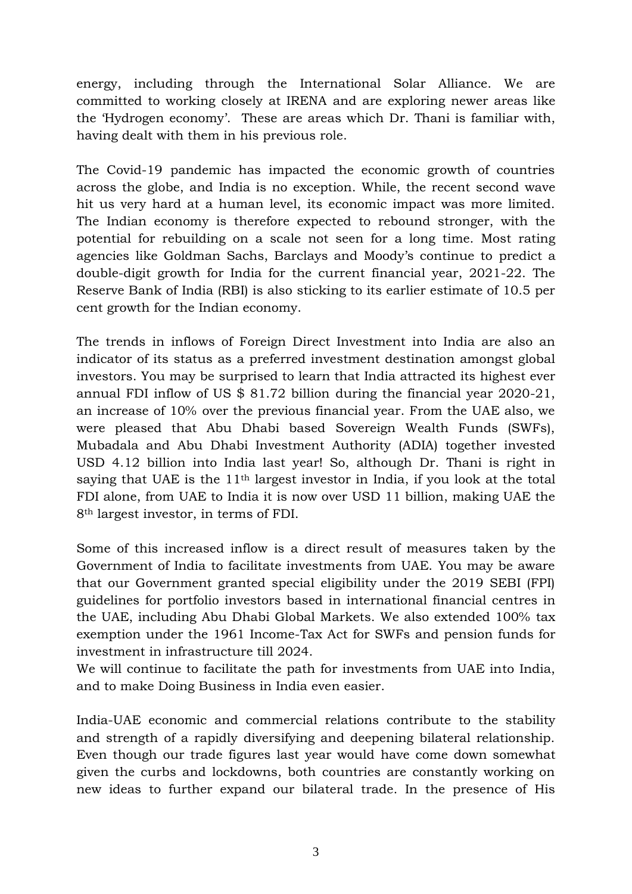energy, including through the International Solar Alliance. We are committed to working closely at IRENA and are exploring newer areas like the 'Hydrogen economy'. These are areas which Dr. Thani is familiar with, having dealt with them in his previous role.

The Covid-19 pandemic has impacted the economic growth of countries across the globe, and India is no exception. While, the recent second wave hit us very hard at a human level, its economic impact was more limited. The Indian economy is therefore expected to rebound stronger, with the potential for rebuilding on a scale not seen for a long time. Most rating agencies like Goldman Sachs, Barclays and Moody's continue to predict a double-digit growth for India for the current financial year, 2021-22. The Reserve Bank of India (RBI) is also sticking to its earlier estimate of 10.5 per cent growth for the Indian economy.

The trends in inflows of Foreign Direct Investment into India are also an indicator of its status as a preferred investment destination amongst global investors. You may be surprised to learn that India attracted its highest ever annual FDI inflow of US $ 81.72 billion during the financial year 2020-21, an increase of 10% over the previous financial year. From the UAE also, we were pleased that Abu Dhabi based Sovereign Wealth Funds (SWFs), Mubadala and Abu Dhabi Investment Authority (ADIA) together invested USD 4.12 billion into India last year! So, although Dr. Thani is right in saying that UAE is the 11th largest investor in India, if you look at the total FDI alone, from UAE to India it is now over USD 11 billion, making UAE the 8th largest investor, in terms of FDI.

Some of this increased inflow is a direct result of measures taken by the Government of India to facilitate investments from UAE. You may be aware that our Government granted special eligibility under the 2019 SEBI (FPI) guidelines for portfolio investors based in international financial centres in the UAE, including Abu Dhabi Global Markets. We also extended 100% tax exemption under the 1961 Income-Tax Act for SWFs and pension funds for investment in infrastructure till 2024.
We will continue to facilitate the path for investments from UAE into India, and to make Doing Business in India even easier.

India-UAE economic and commercial relations contribute to the stability and strength of a rapidly diversifying and deepening bilateral relationship. Even though our trade figures last year would have come down somewhat given the curbs and lockdowns, both countries are constantly working on new ideas to further expand our bilateral trade. In the presence of His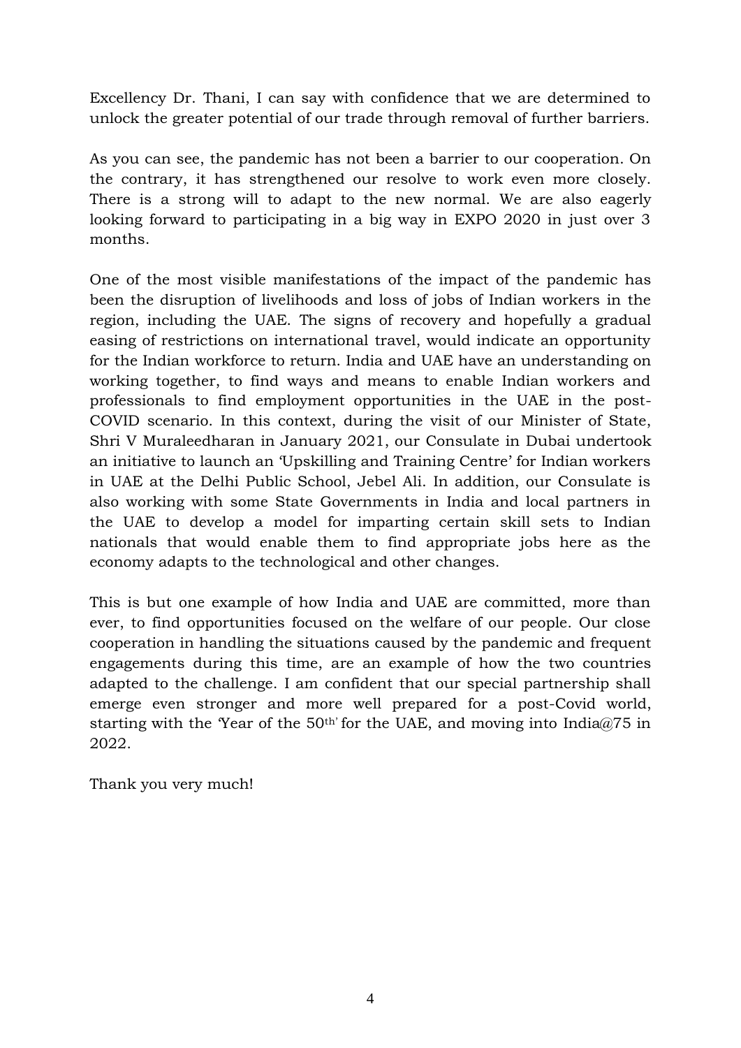Excellency Dr. Thani, I can say with confidence that we are determined to unlock the greater potential of our trade through removal of further barriers.

As you can see, the pandemic has not been a barrier to our cooperation. On the contrary, it has strengthened our resolve to work even more closely. There is a strong will to adapt to the new normal. We are also eagerly looking forward to participating in a big way in EXPO 2020 in just over 3 months.

One of the most visible manifestations of the impact of the pandemic has been the disruption of livelihoods and loss of jobs of Indian workers in the region, including the UAE. The signs of recovery and hopefully a gradual easing of restrictions on international travel, would indicate an opportunity for the Indian workforce to return. India and UAE have an understanding on working together, to find ways and means to enable Indian workers and professionals to find employment opportunities in the UAE in the post-COVID scenario. In this context, during the visit of our Minister of State, Shri V Muraleedharan in January 2021, our Consulate in Dubai undertook an initiative to launch an 'Upskilling and Training Centre' for Indian workers in UAE at the Delhi Public School, Jebel Ali. In addition, our Consulate is also working with some State Governments in India and local partners in the UAE to develop a model for imparting certain skill sets to Indian nationals that would enable them to find appropriate jobs here as the economy adapts to the technological and other changes.

This is but one example of how India and UAE are committed, more than ever, to find opportunities focused on the welfare of our people. Our close cooperation in handling the situations caused by the pandemic and frequent engagements during this time, are an example of how the two countries adapted to the challenge. I am confident that our special partnership shall emerge even stronger and more well prepared for a post-Covid world, starting with the 'Year of the 50th' for the UAE, and moving into India@75 in 2022.

Thank you very much!